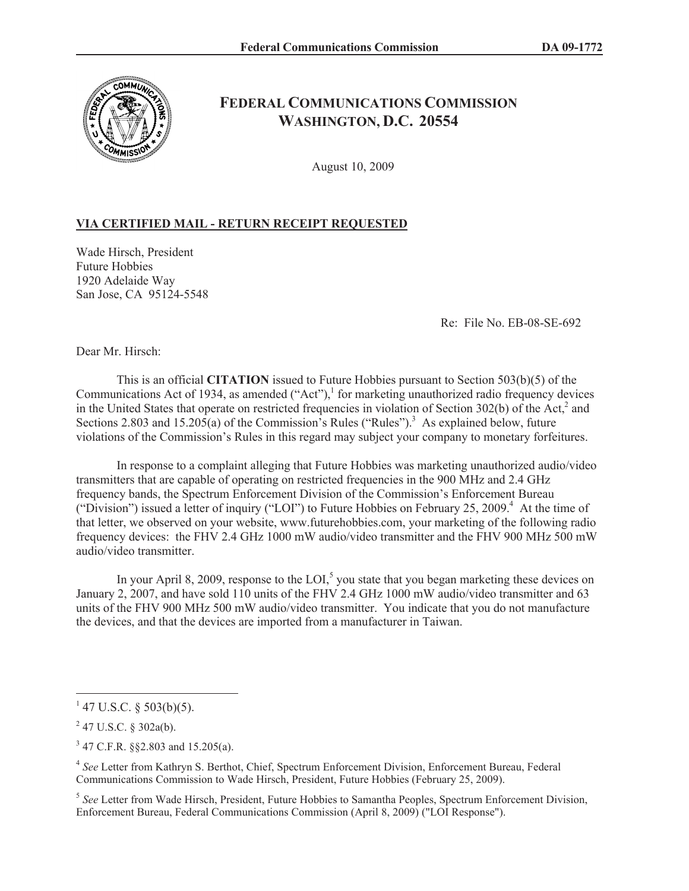# FEDERAL COMMUNICATIONS COMMISSION
## WASHINGTON, D.C. 20554

August 10, 2009

**VIA CERTIFIED MAIL - RETURN RECEIPT REQUESTED**

Wade Hirsch, President
Future Hobbies
1920 Adelaide Way
San Jose, CA 95124-5548

Re: File No. EB-08-SE-692

Dear Mr. Hirsch:

This is an official **CITATION** issued to Future Hobbies pursuant to Section 503(b)(5) of the Communications Act of 1934, as amended ("Act"),[1] for marketing unauthorized radio frequency devices in the United States that operate on restricted frequencies in violation of Section 302(b) of the Act,[2] and Sections 2.803 and 15.205(a) of the Commission's Rules ("Rules").[3] As explained below, future violations of the Commission's Rules in this regard may subject your company to monetary forfeitures.

In response to a complaint alleging that Future Hobbies was marketing unauthorized audio/video transmitters that are capable of operating on restricted frequencies in the 900 MHz and 2.4 GHz frequency bands, the Spectrum Enforcement Division of the Commission's Enforcement Bureau ("Division") issued a letter of inquiry ("LOI") to Future Hobbies on February 25, 2009.[4] At the time of that letter, we observed on your website, www.futurehobbies.com, your marketing of the following radio frequency devices: the FHV 2.4 GHz 1000 mW audio/video transmitter and the FHV 900 MHz 500 mW audio/video transmitter.

In your April 8, 2009, response to the LOI,[5] you state that you began marketing these devices on January 2, 2007, and have sold 110 units of the FHV 2.4 GHz 1000 mW audio/video transmitter and 63 units of the FHV 900 MHz 500 mW audio/video transmitter. You indicate that you do not manufacture the devices, and that the devices are imported from a manufacturer in Taiwan.

---

[1] 47 U.S.C. § 503(b)(5).

[2] 47 U.S.C. § 302a(b).

[3] 47 C.F.R. §§2.803 and 15.205(a).

[4] *See* Letter from Kathryn S. Berthot, Chief, Spectrum Enforcement Division, Enforcement Bureau, Federal Communications Commission to Wade Hirsch, President, Future Hobbies (February 25, 2009).

[5] *See* Letter from Wade Hirsch, President, Future Hobbies to Samantha Peoples, Spectrum Enforcement Division, Enforcement Bureau, Federal Communications Commission (April 8, 2009) ("LOI Response").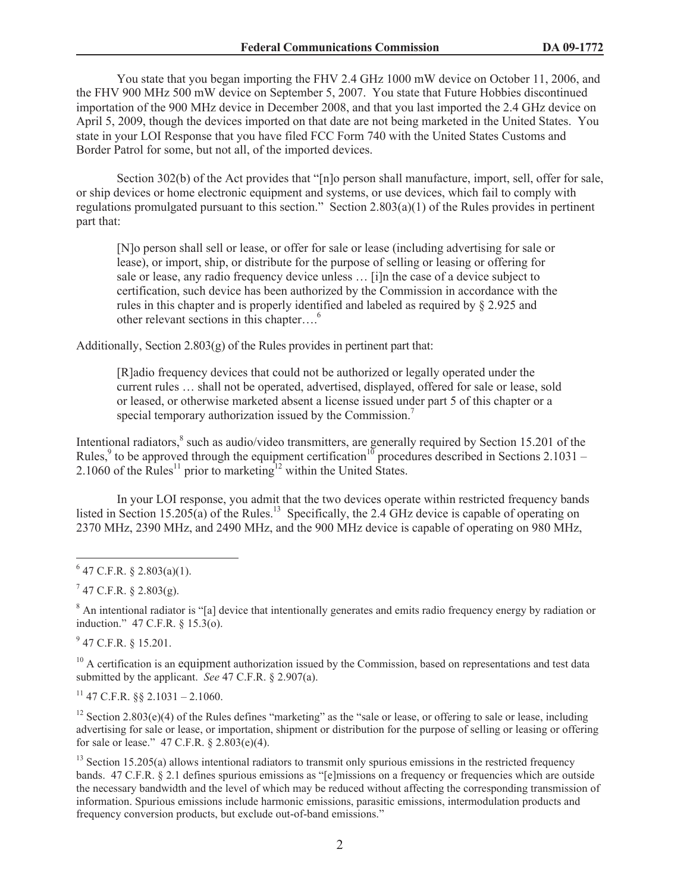You state that you began importing the FHV 2.4 GHz 1000 mW device on October 11, 2006, and the FHV 900 MHz 500 mW device on September 5, 2007. You state that Future Hobbies discontinued importation of the 900 MHz device in December 2008, and that you last imported the 2.4 GHz device on April 5, 2009, though the devices imported on that date are not being marketed in the United States. You state in your LOI Response that you have filed FCC Form 740 with the United States Customs and Border Patrol for some, but not all, of the imported devices.

Section 302(b) of the Act provides that "[n]o person shall manufacture, import, sell, offer for sale, or ship devices or home electronic equipment and systems, or use devices, which fail to comply with regulations promulgated pursuant to this section." Section 2.803(a)(1) of the Rules provides in pertinent part that:

> [N]o person shall sell or lease, or offer for sale or lease (including advertising for sale or lease), or import, ship, or distribute for the purpose of selling or leasing or offering for sale or lease, any radio frequency device unless … [i]n the case of a device subject to certification, such device has been authorized by the Commission in accordance with the rules in this chapter and is properly identified and labeled as required by § 2.925 and other relevant sections in this chapter….[6]

Additionally, Section 2.803(g) of the Rules provides in pertinent part that:

> [R]adio frequency devices that could not be authorized or legally operated under the current rules … shall not be operated, advertised, displayed, offered for sale or lease, sold or leased, or otherwise marketed absent a license issued under part 5 of this chapter or a special temporary authorization issued by the Commission.[7]

Intentional radiators,[8] such as audio/video transmitters, are generally required by Section 15.201 of the Rules,[9] to be approved through the equipment certification[10] procedures described in Sections 2.1031 – 2.1060 of the Rules[11] prior to marketing[12] within the United States.

In your LOI response, you admit that the two devices operate within restricted frequency bands listed in Section 15.205(a) of the Rules.[13] Specifically, the 2.4 GHz device is capable of operating on 2370 MHz, 2390 MHz, and 2490 MHz, and the 900 MHz device is capable of operating on 980 MHz,

---

[6] 47 C.F.R. § 2.803(a)(1).

[7] 47 C.F.R. § 2.803(g).

[8] An intentional radiator is "[a] device that intentionally generates and emits radio frequency energy by radiation or induction." 47 C.F.R. § 15.3(o).

[9] 47 C.F.R. § 15.201.

[10] A certification is an equipment authorization issued by the Commission, based on representations and test data submitted by the applicant. *See* 47 C.F.R. § 2.907(a).

[11] 47 C.F.R. §§ 2.1031 – 2.1060.

[12] Section 2.803(e)(4) of the Rules defines "marketing" as the "sale or lease, or offering to sale or lease, including advertising for sale or lease, or importation, shipment or distribution for the purpose of selling or leasing or offering for sale or lease." 47 C.F.R. § 2.803(e)(4).

[13] Section 15.205(a) allows intentional radiators to transmit only spurious emissions in the restricted frequency bands. 47 C.F.R. § 2.1 defines spurious emissions as "[e]missions on a frequency or frequencies which are outside the necessary bandwidth and the level of which may be reduced without affecting the corresponding transmission of information. Spurious emissions include harmonic emissions, parasitic emissions, intermodulation products and frequency conversion products, but exclude out-of-band emissions."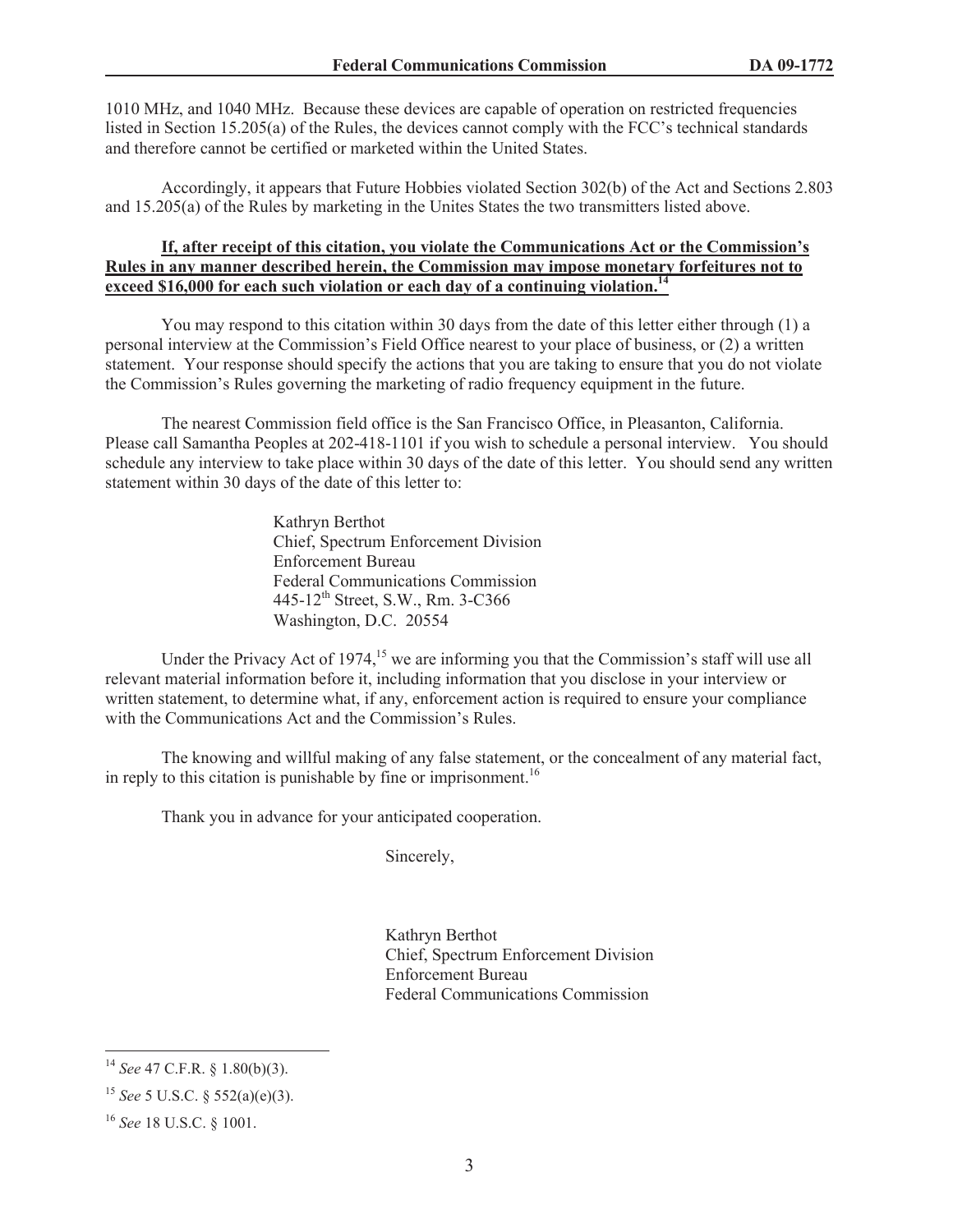1010 MHz, and 1040 MHz. Because these devices are capable of operation on restricted frequencies listed in Section 15.205(a) of the Rules, the devices cannot comply with the FCC's technical standards and therefore cannot be certified or marketed within the United States.

Accordingly, it appears that Future Hobbies violated Section 302(b) of the Act and Sections 2.803 and 15.205(a) of the Rules by marketing in the Unites States the two transmitters listed above.

**If, after receipt of this citation, you violate the Communications Act or the Commission's Rules in any manner described herein, the Commission may impose monetary forfeitures not to exceed $16,000 for each such violation or each day of a continuing violation.**[14]

You may respond to this citation within 30 days from the date of this letter either through (1) a personal interview at the Commission's Field Office nearest to your place of business, or (2) a written statement. Your response should specify the actions that you are taking to ensure that you do not violate the Commission's Rules governing the marketing of radio frequency equipment in the future.

The nearest Commission field office is the San Francisco Office, in Pleasanton, California. Please call Samantha Peoples at 202-418-1101 if you wish to schedule a personal interview. You should schedule any interview to take place within 30 days of the date of this letter. You should send any written statement within 30 days of the date of this letter to:

Kathryn Berthot
Chief, Spectrum Enforcement Division
Enforcement Bureau
Federal Communications Commission
445-12th Street, S.W., Rm. 3-C366
Washington, D.C. 20554

Under the Privacy Act of 1974,[15] we are informing you that the Commission's staff will use all relevant material information before it, including information that you disclose in your interview or written statement, to determine what, if any, enforcement action is required to ensure your compliance with the Communications Act and the Commission's Rules.

The knowing and willful making of any false statement, or the concealment of any material fact, in reply to this citation is punishable by fine or imprisonment.[16]

Thank you in advance for your anticipated cooperation.

Sincerely,

Kathryn Berthot
Chief, Spectrum Enforcement Division
Enforcement Bureau
Federal Communications Commission

---

[14] *See* 47 C.F.R. § 1.80(b)(3).

[15] *See* 5 U.S.C. § 552(a)(e)(3).

[16] *See* 18 U.S.C. § 1001.